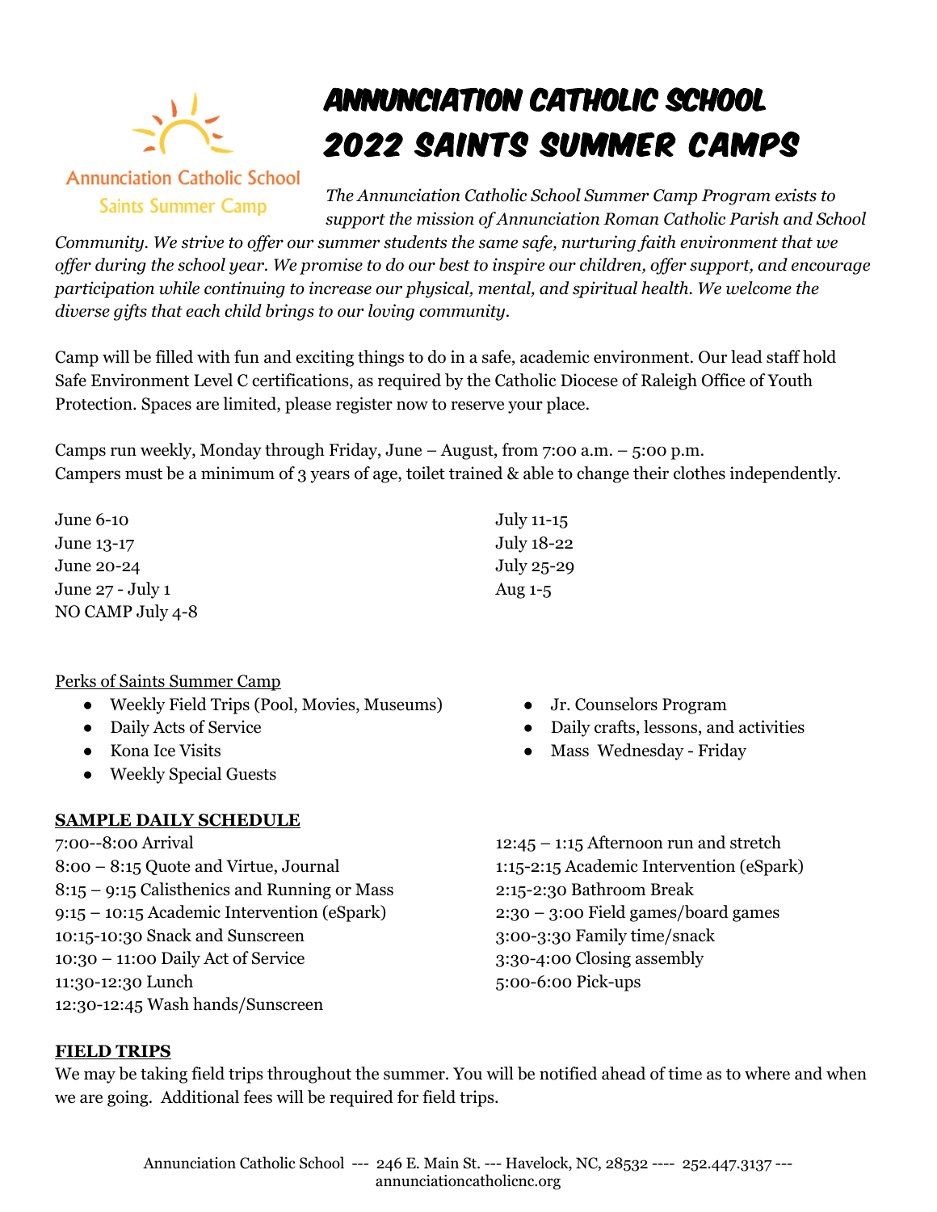Annunciation Catholic School
Saints Summer Camp

# Annunciation Catholic School 2022 Saints Summer Camps

*The Annunciation Catholic School Summer Camp Program exists to support the mission of Annunciation Roman Catholic Parish and School Community. We strive to offer our summer students the same safe, nurturing faith environment that we offer during the school year. We promise to do our best to inspire our children, offer support, and encourage participation while continuing to increase our physical, mental, and spiritual health. We welcome the diverse gifts that each child brings to our loving community.*

Camp will be filled with fun and exciting things to do in a safe, academic environment. Our lead staff hold Safe Environment Level C certifications, as required by the Catholic Diocese of Raleigh Office of Youth Protection. Spaces are limited, please register now to reserve your place.

Camps run weekly, Monday through Friday, June – August, from 7:00 a.m. – 5:00 p.m.
Campers must be a minimum of 3 years of age, toilet trained & able to change their clothes independently.

June 6-10
June 13-17
June 20-24
June 27 - July 1
NO CAMP July 4-8
July 11-15
July 18-22
July 25-29
Aug 1-5

Perks of Saints Summer Camp

- Weekly Field Trips (Pool, Movies, Museums)
- Daily Acts of Service
- Kona Ice Visits
- Weekly Special Guests
- Jr. Counselors Program
- Daily crafts, lessons, and activities
- Mass Wednesday - Friday

## SAMPLE DAILY SCHEDULE

7:00--8:00 Arrival
8:00 – 8:15 Quote and Virtue, Journal
8:15 – 9:15 Calisthenics and Running or Mass
9:15 – 10:15 Academic Intervention (eSpark)
10:15-10:30 Snack and Sunscreen
10:30 – 11:00 Daily Act of Service
11:30-12:30 Lunch
12:30-12:45 Wash hands/Sunscreen
12:45 – 1:15 Afternoon run and stretch
1:15-2:15 Academic Intervention (eSpark)
2:15-2:30 Bathroom Break
2:30 – 3:00 Field games/board games
3:00-3:30 Family time/snack
3:30-4:00 Closing assembly
5:00-6:00 Pick-ups

## FIELD TRIPS

We may be taking field trips throughout the summer. You will be notified ahead of time as to where and when we are going. Additional fees will be required for field trips.

Annunciation Catholic School --- 246 E. Main St. --- Havelock, NC, 28532 ---- 252.447.3137 --- annunciationcatholicnc.org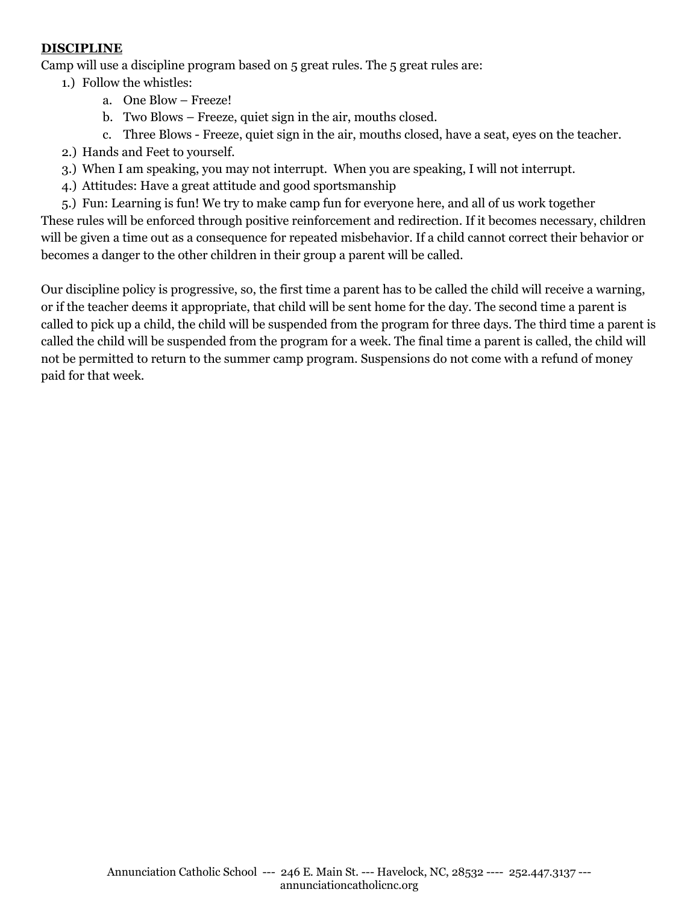**DISCIPLINE**

Camp will use a discipline program based on 5 great rules. The 5 great rules are:

1.) Follow the whistles:
   a. One Blow – Freeze!
   b. Two Blows – Freeze, quiet sign in the air, mouths closed.
   c. Three Blows - Freeze, quiet sign in the air, mouths closed, have a seat, eyes on the teacher.
2.) Hands and Feet to yourself.
3.) When I am speaking, you may not interrupt. When you are speaking, I will not interrupt.
4.) Attitudes: Have a great attitude and good sportsmanship
5.) Fun: Learning is fun! We try to make camp fun for everyone here, and all of us work together

These rules will be enforced through positive reinforcement and redirection. If it becomes necessary, children will be given a time out as a consequence for repeated misbehavior. If a child cannot correct their behavior or becomes a danger to the other children in their group a parent will be called.

Our discipline policy is progressive, so, the first time a parent has to be called the child will receive a warning, or if the teacher deems it appropriate, that child will be sent home for the day. The second time a parent is called to pick up a child, the child will be suspended from the program for three days. The third time a parent is called the child will be suspended from the program for a week. The final time a parent is called, the child will not be permitted to return to the summer camp program. Suspensions do not come with a refund of money paid for that week.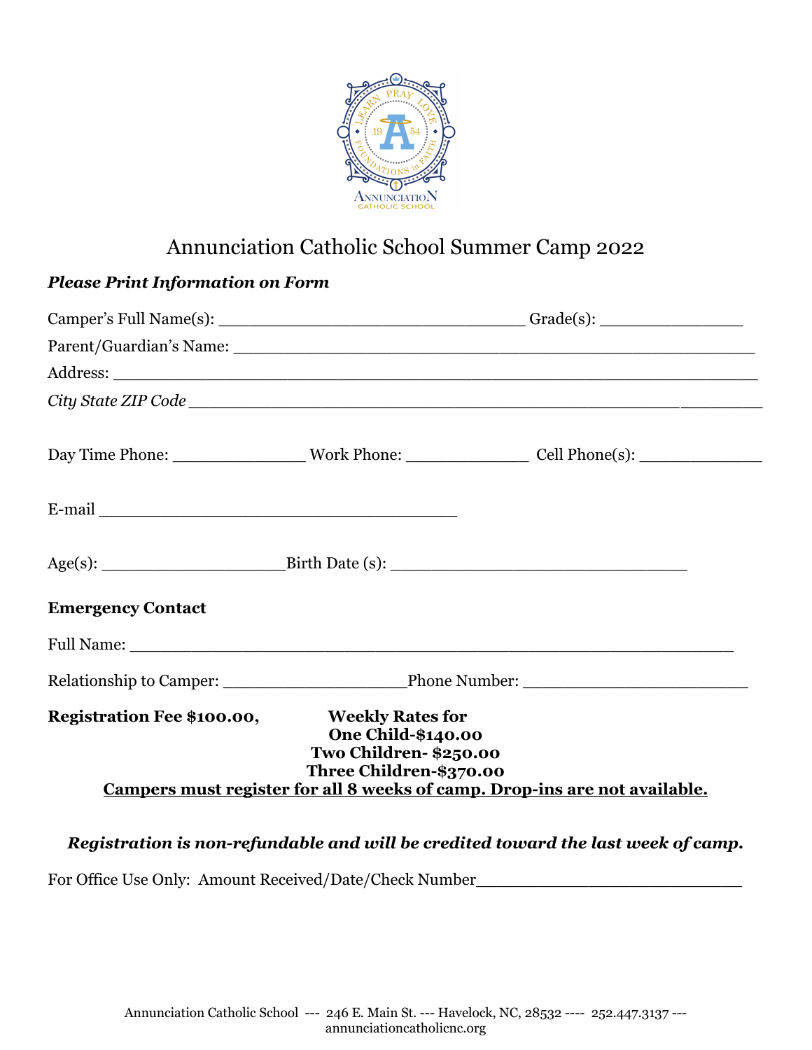# Annunciation Catholic School Summer Camp 2022

***Please Print Information on Form***

Camper's Full Name(s): ______________________________ Grade(s): ______________

Parent/Guardian's Name: ____________________________________________________

Address: ______________________________________________________________

*City State ZIP Code* __________________________________________________________

Day Time Phone: _____________ Work Phone: ____________ Cell Phone(s): ____________

E-mail ____________________________________

Age(s): __________________Birth Date (s): ______________________________

**Emergency Contact**

Full Name: ____________________________________________________________

Relationship to Camper: __________________Phone Number: ______________________

**Registration Fee $100.00,** **Weekly Rates for**
**One Child-$140.00**
**Two Children- $250.00**
**Three Children-$370.00**

**Campers must register for all 8 weeks of camp. Drop-ins are not available.**

***Registration is non-refundable and will be credited toward the last week of camp.***

For Office Use Only: Amount Received/Date/Check Number__________________________

Annunciation Catholic School --- 246 E. Main St. --- Havelock, NC, 28532 ---- 252.447.3137 --- annunciationcatholicnc.org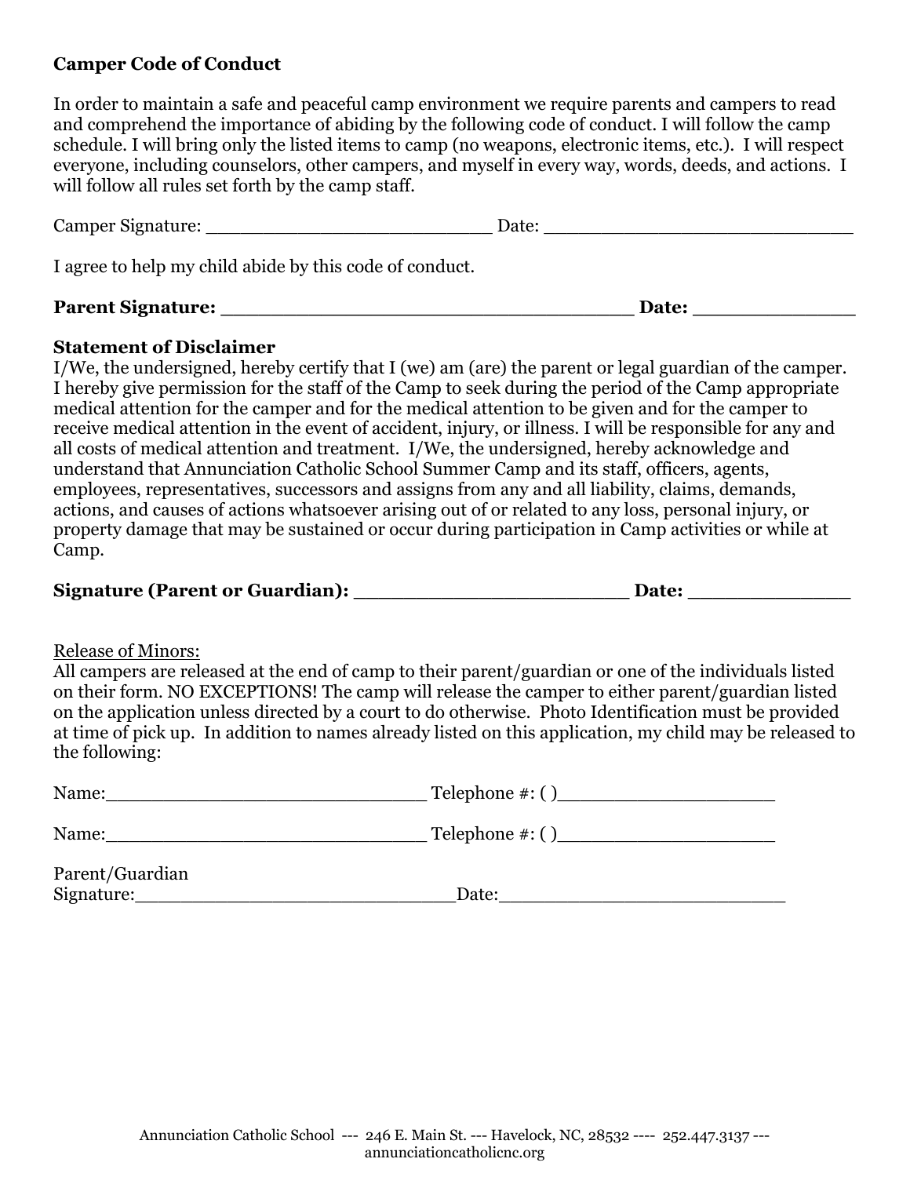**Camper Code of Conduct**

In order to maintain a safe and peaceful camp environment we require parents and campers to read and comprehend the importance of abiding by the following code of conduct. I will follow the camp schedule. I will bring only the listed items to camp (no weapons, electronic items, etc.). I will respect everyone, including counselors, other campers, and myself in every way, words, deeds, and actions. I will follow all rules set forth by the camp staff.

Camper Signature: __________________________ Date: ____________________________

I agree to help my child abide by this code of conduct.

**Parent Signature: ____________________________________ Date: ______________**

**Statement of Disclaimer**

I/We, the undersigned, hereby certify that I (we) am (are) the parent or legal guardian of the camper. I hereby give permission for the staff of the Camp to seek during the period of the Camp appropriate medical attention for the camper and for the medical attention to be given and for the camper to receive medical attention in the event of accident, injury, or illness. I will be responsible for any and all costs of medical attention and treatment. I/We, the undersigned, hereby acknowledge and understand that Annunciation Catholic School Summer Camp and its staff, officers, agents, employees, representatives, successors and assigns from any and all liability, claims, demands, actions, and causes of actions whatsoever arising out of or related to any loss, personal injury, or property damage that may be sustained or occur during participation in Camp activities or while at Camp.

**Signature (Parent or Guardian): ________________________ Date: ______________**

<u>Release of Minors:</u>

All campers are released at the end of camp to their parent/guardian or one of the individuals listed on their form. NO EXCEPTIONS! The camp will release the camper to either parent/guardian listed on the application unless directed by a court to do otherwise. Photo Identification must be provided at time of pick up. In addition to names already listed on this application, my child may be released to the following:

Name:_____________________________ Telephone #: ( )____________________

Name:_____________________________ Telephone #: ( )____________________

Parent/Guardian
Signature:_____________________________Date:_________________________

Annunciation Catholic School --- 246 E. Main St. --- Havelock, NC, 28532 ---- 252.447.3137 --- annunciationcatholicnc.org